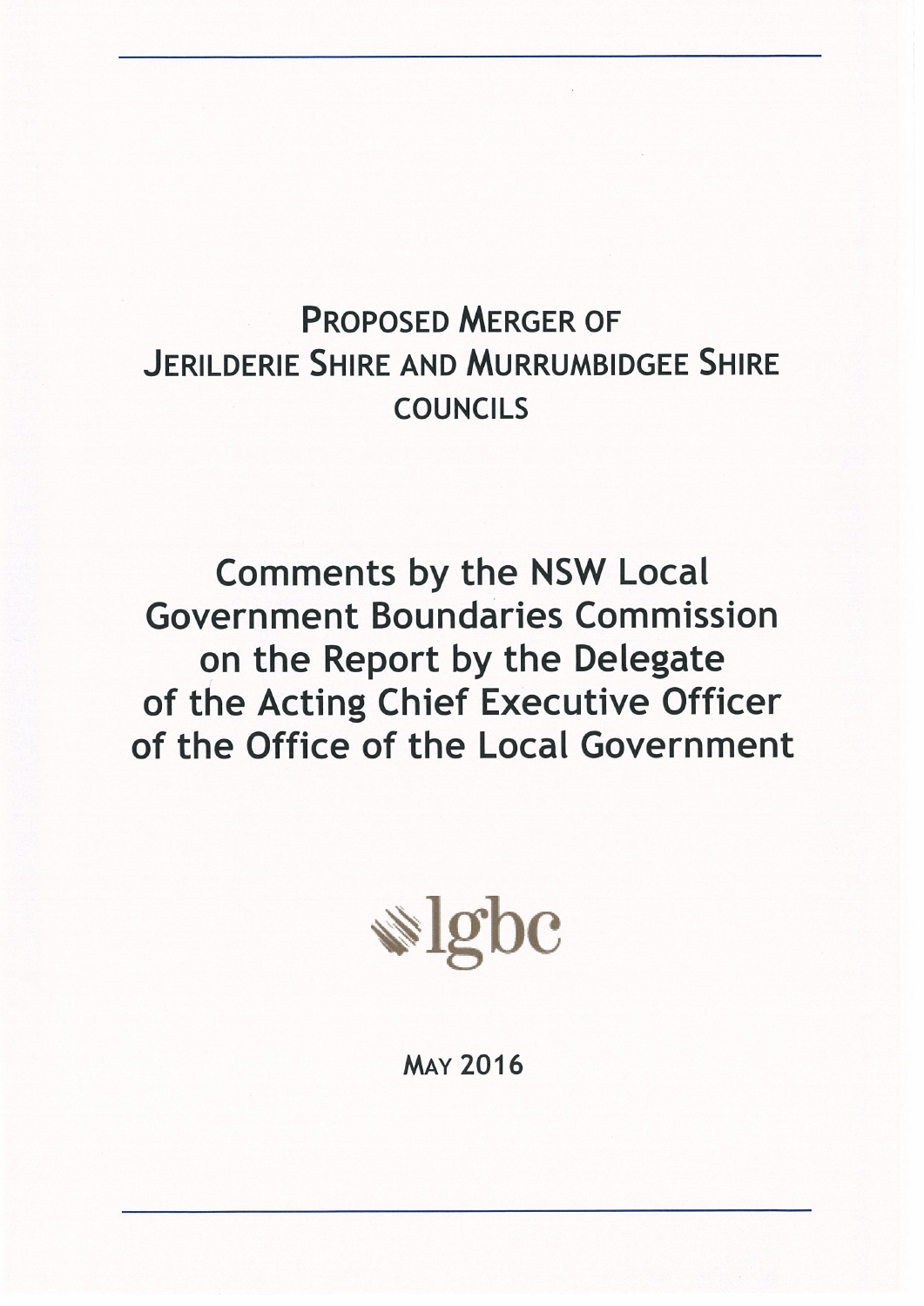# Proposed Merger of Jerilderie Shire and Murrumbidgee Shire Councils

## Comments by the NSW Local Government Boundaries Commission on the Report by the Delegate of the Acting Chief Executive Officer of the Office of the Local Government

lgbc

May 2016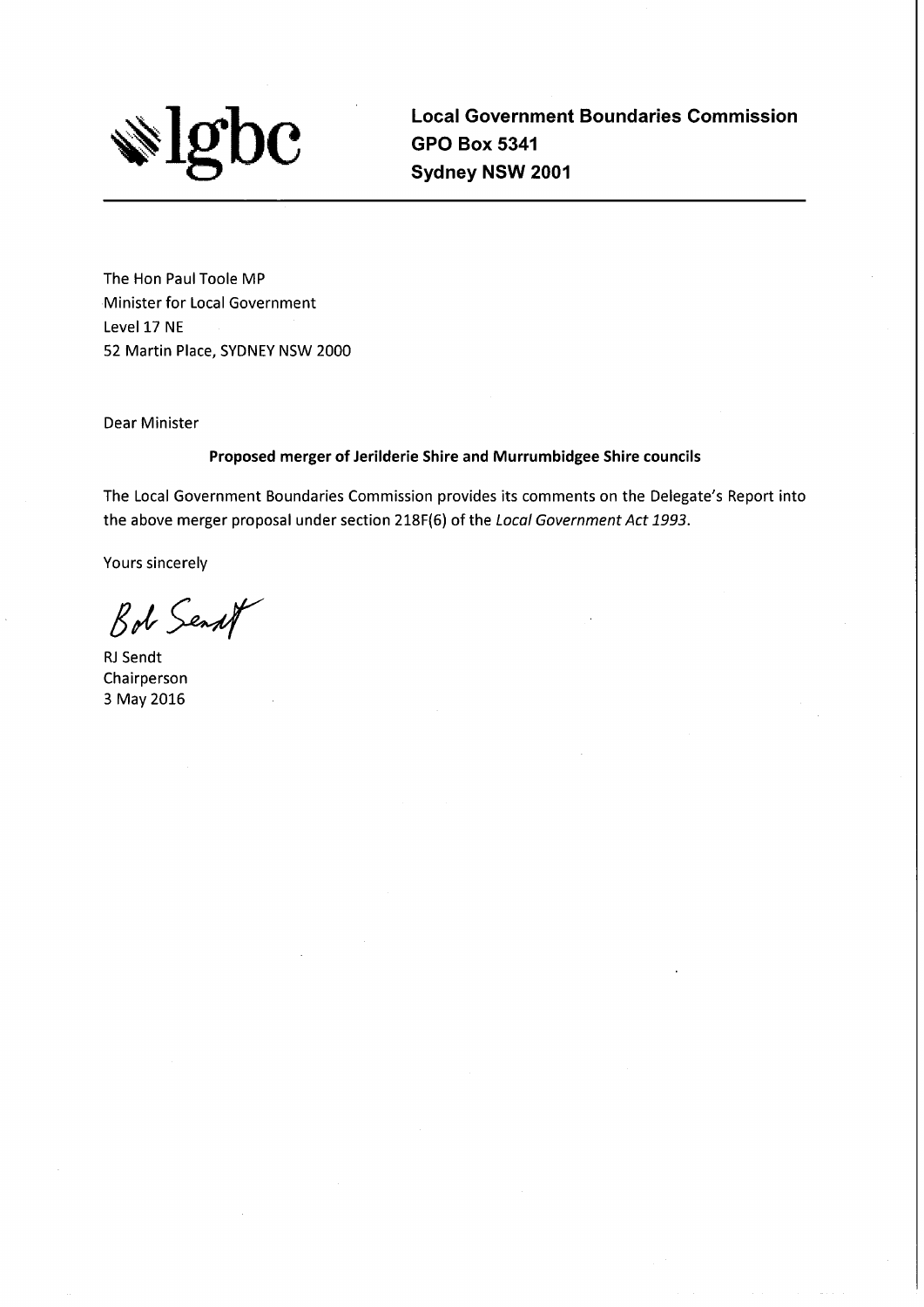**lgbc**

**Local Government Boundaries Commission**
**GPO Box 5341**
**Sydney NSW 2001**

---

The Hon Paul Toole MP
Minister for Local Government
Level 17 NE
52 Martin Place, SYDNEY NSW 2000

Dear Minister

**Proposed merger of Jerilderie Shire and Murrumbidgee Shire councils**

The Local Government Boundaries Commission provides its comments on the Delegate's Report into the above merger proposal under section 218F(6) of the *Local Government Act 1993*.

Yours sincerely

Bob Sendt

RJ Sendt
Chairperson
3 May 2016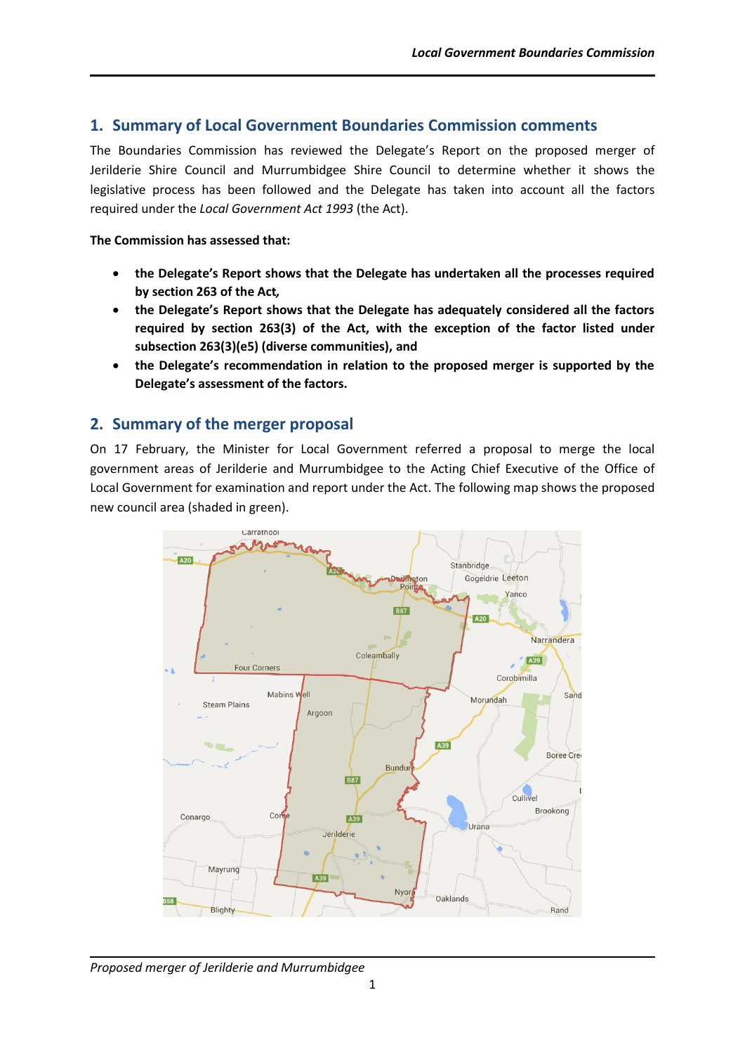## 1. Summary of Local Government Boundaries Commission comments

The Boundaries Commission has reviewed the Delegate's Report on the proposed merger of Jerilderie Shire Council and Murrumbidgee Shire Council to determine whether it shows the legislative process has been followed and the Delegate has taken into account all the factors required under the *Local Government Act 1993* (the Act).

**The Commission has assessed that:**

- **the Delegate's Report shows that the Delegate has undertaken all the processes required by section 263 of the Act,**
- **the Delegate's Report shows that the Delegate has adequately considered all the factors required by section 263(3) of the Act, with the exception of the factor listed under subsection 263(3)(e5) (diverse communities), and**
- **the Delegate's recommendation in relation to the proposed merger is supported by the Delegate's assessment of the factors.**

## 2. Summary of the merger proposal

On 17 February, the Minister for Local Government referred a proposal to merge the local government areas of Jerilderie and Murrumbidgee to the Acting Chief Executive of the Office of Local Government for examination and report under the Act. The following map shows the proposed new council area (shaded in green).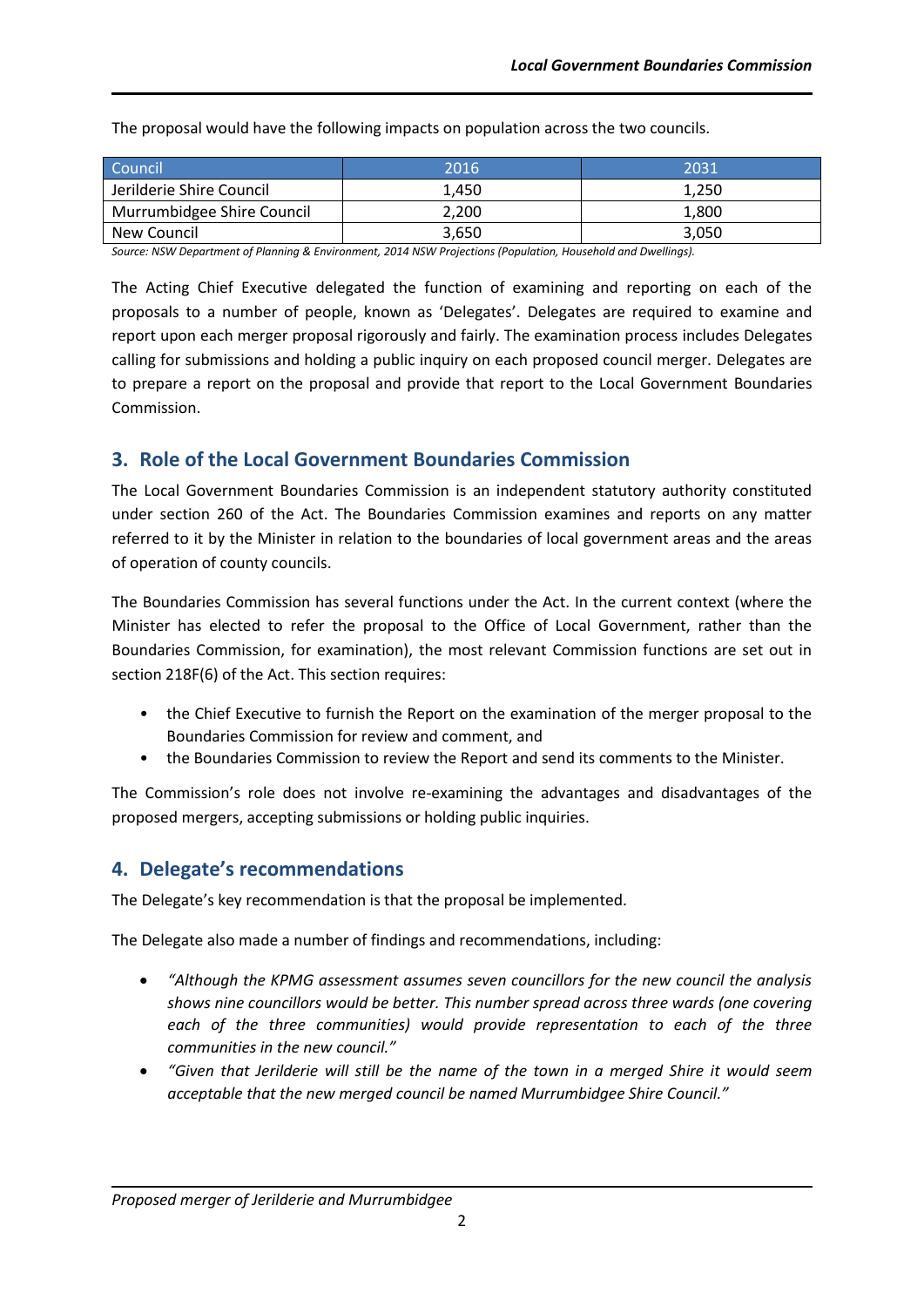The proposal would have the following impacts on population across the two councils.

| Council | 2016 | 2031 |
|---|---|---|
| Jerilderie Shire Council | 1,450 | 1,250 |
| Murrumbidgee Shire Council | 2,200 | 1,800 |
| New Council | 3,650 | 3,050 |

*Source: NSW Department of Planning & Environment, 2014 NSW Projections (Population, Household and Dwellings).*

The Acting Chief Executive delegated the function of examining and reporting on each of the proposals to a number of people, known as 'Delegates'. Delegates are required to examine and report upon each merger proposal rigorously and fairly. The examination process includes Delegates calling for submissions and holding a public inquiry on each proposed council merger. Delegates are to prepare a report on the proposal and provide that report to the Local Government Boundaries Commission.

## 3. Role of the Local Government Boundaries Commission

The Local Government Boundaries Commission is an independent statutory authority constituted under section 260 of the Act. The Boundaries Commission examines and reports on any matter referred to it by the Minister in relation to the boundaries of local government areas and the areas of operation of county councils.

The Boundaries Commission has several functions under the Act. In the current context (where the Minister has elected to refer the proposal to the Office of Local Government, rather than the Boundaries Commission, for examination), the most relevant Commission functions are set out in section 218F(6) of the Act. This section requires:

- the Chief Executive to furnish the Report on the examination of the merger proposal to the Boundaries Commission for review and comment, and
- the Boundaries Commission to review the Report and send its comments to the Minister.

The Commission's role does not involve re-examining the advantages and disadvantages of the proposed mergers, accepting submissions or holding public inquiries.

## 4. Delegate's recommendations

The Delegate's key recommendation is that the proposal be implemented.

The Delegate also made a number of findings and recommendations, including:

- *"Although the KPMG assessment assumes seven councillors for the new council the analysis shows nine councillors would be better. This number spread across three wards (one covering each of the three communities) would provide representation to each of the three communities in the new council."*
- *"Given that Jerilderie will still be the name of the town in a merged Shire it would seem acceptable that the new merged council be named Murrumbidgee Shire Council."*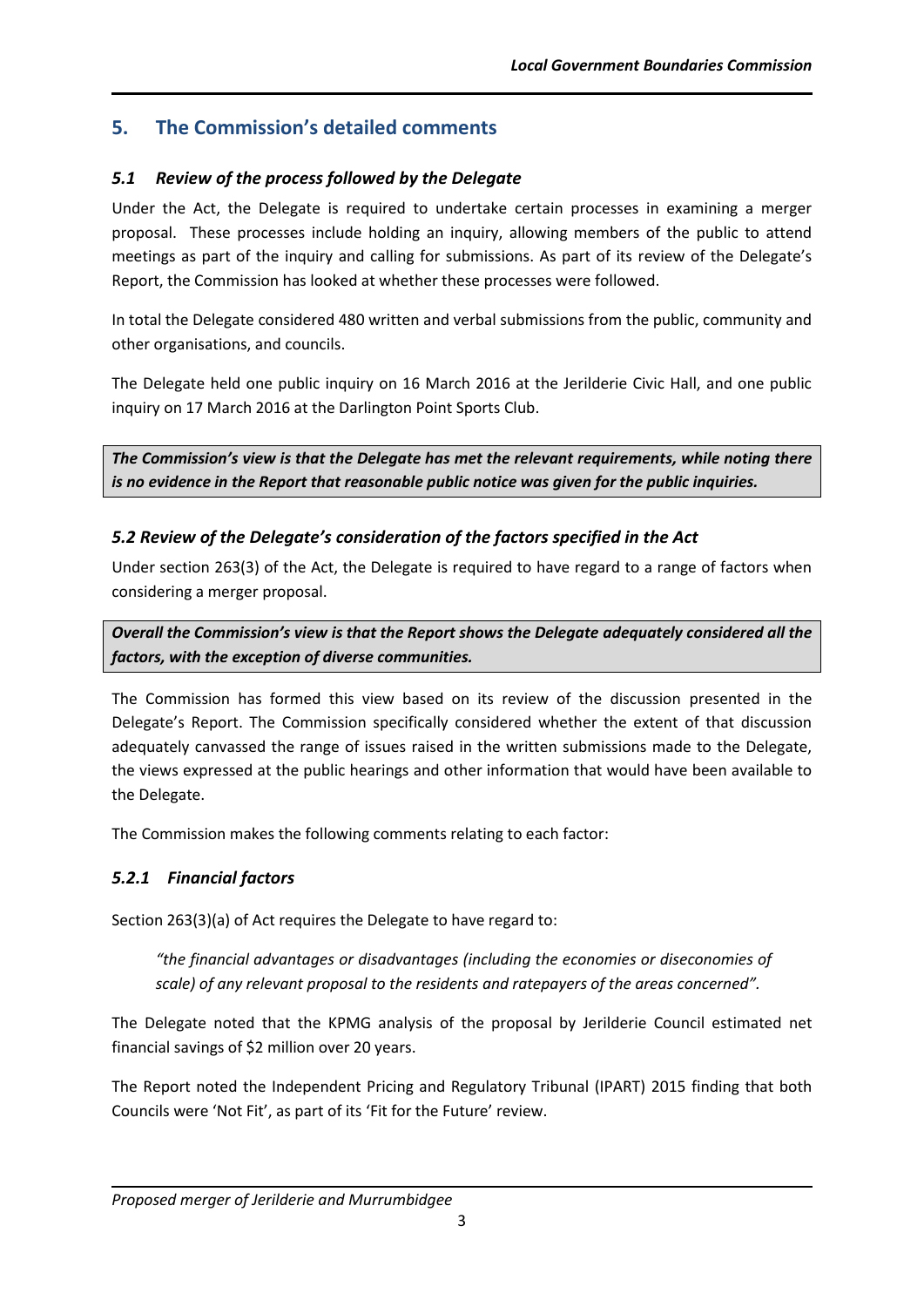## 5. The Commission's detailed comments

### *5.1 Review of the process followed by the Delegate*

Under the Act, the Delegate is required to undertake certain processes in examining a merger proposal. These processes include holding an inquiry, allowing members of the public to attend meetings as part of the inquiry and calling for submissions. As part of its review of the Delegate's Report, the Commission has looked at whether these processes were followed.

In total the Delegate considered 480 written and verbal submissions from the public, community and other organisations, and councils.

The Delegate held one public inquiry on 16 March 2016 at the Jerilderie Civic Hall, and one public inquiry on 17 March 2016 at the Darlington Point Sports Club.

***The Commission's view is that the Delegate has met the relevant requirements, while noting there is no evidence in the Report that reasonable public notice was given for the public inquiries.***

### *5.2 Review of the Delegate's consideration of the factors specified in the Act*

Under section 263(3) of the Act, the Delegate is required to have regard to a range of factors when considering a merger proposal.

***Overall the Commission's view is that the Report shows the Delegate adequately considered all the factors, with the exception of diverse communities.***

The Commission has formed this view based on its review of the discussion presented in the Delegate's Report. The Commission specifically considered whether the extent of that discussion adequately canvassed the range of issues raised in the written submissions made to the Delegate, the views expressed at the public hearings and other information that would have been available to the Delegate.

The Commission makes the following comments relating to each factor:

#### *5.2.1 Financial factors*

Section 263(3)(a) of Act requires the Delegate to have regard to:

> *"the financial advantages or disadvantages (including the economies or diseconomies of scale) of any relevant proposal to the residents and ratepayers of the areas concerned".*

The Delegate noted that the KPMG analysis of the proposal by Jerilderie Council estimated net financial savings of $2 million over 20 years.

The Report noted the Independent Pricing and Regulatory Tribunal (IPART) 2015 finding that both Councils were 'Not Fit', as part of its 'Fit for the Future' review.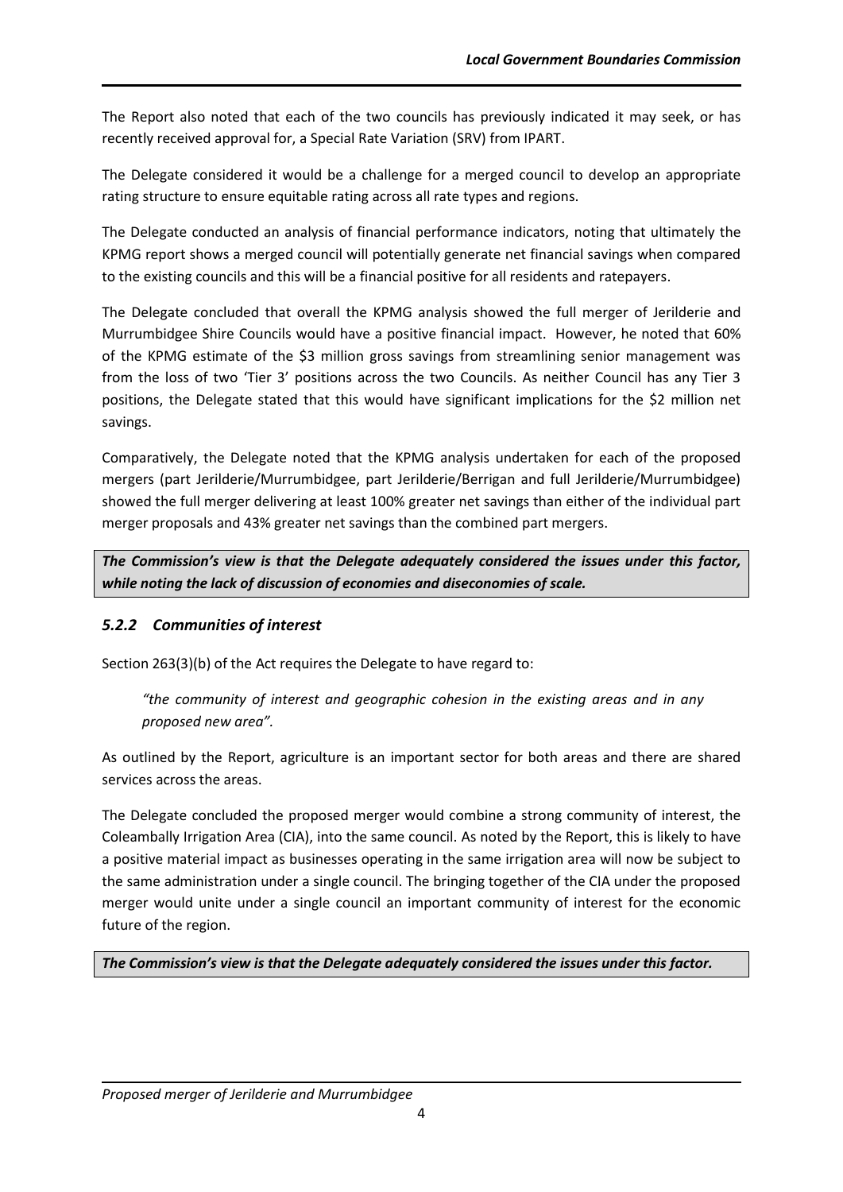The Report also noted that each of the two councils has previously indicated it may seek, or has recently received approval for, a Special Rate Variation (SRV) from IPART.

The Delegate considered it would be a challenge for a merged council to develop an appropriate rating structure to ensure equitable rating across all rate types and regions.

The Delegate conducted an analysis of financial performance indicators, noting that ultimately the KPMG report shows a merged council will potentially generate net financial savings when compared to the existing councils and this will be a financial positive for all residents and ratepayers.

The Delegate concluded that overall the KPMG analysis showed the full merger of Jerilderie and Murrumbidgee Shire Councils would have a positive financial impact. However, he noted that 60% of the KPMG estimate of the $3 million gross savings from streamlining senior management was from the loss of two 'Tier 3' positions across the two Councils. As neither Council has any Tier 3 positions, the Delegate stated that this would have significant implications for the $2 million net savings.

Comparatively, the Delegate noted that the KPMG analysis undertaken for each of the proposed mergers (part Jerilderie/Murrumbidgee, part Jerilderie/Berrigan and full Jerilderie/Murrumbidgee) showed the full merger delivering at least 100% greater net savings than either of the individual part merger proposals and 43% greater net savings than the combined part mergers.

***The Commission's view is that the Delegate adequately considered the issues under this factor, while noting the lack of discussion of economies and diseconomies of scale.***

### *5.2.2 Communities of interest*

Section 263(3)(b) of the Act requires the Delegate to have regard to:

> *"the community of interest and geographic cohesion in the existing areas and in any proposed new area".*

As outlined by the Report, agriculture is an important sector for both areas and there are shared services across the areas.

The Delegate concluded the proposed merger would combine a strong community of interest, the Coleambally Irrigation Area (CIA), into the same council. As noted by the Report, this is likely to have a positive material impact as businesses operating in the same irrigation area will now be subject to the same administration under a single council. The bringing together of the CIA under the proposed merger would unite under a single council an important community of interest for the economic future of the region.

***The Commission's view is that the Delegate adequately considered the issues under this factor.***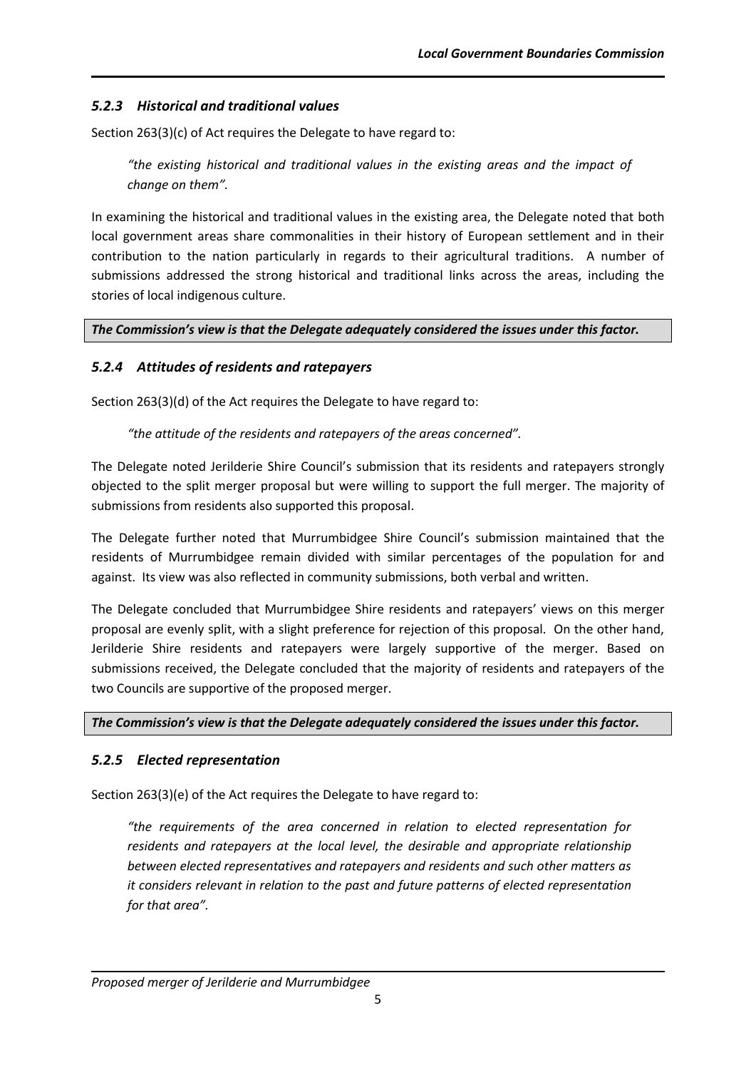### *5.2.3 Historical and traditional values*

Section 263(3)(c) of Act requires the Delegate to have regard to:

> *"the existing historical and traditional values in the existing areas and the impact of change on them".*

In examining the historical and traditional values in the existing area, the Delegate noted that both local government areas share commonalities in their history of European settlement and in their contribution to the nation particularly in regards to their agricultural traditions. A number of submissions addressed the strong historical and traditional links across the areas, including the stories of local indigenous culture.

***The Commission's view is that the Delegate adequately considered the issues under this factor.***

### *5.2.4 Attitudes of residents and ratepayers*

Section 263(3)(d) of the Act requires the Delegate to have regard to:

> *"the attitude of the residents and ratepayers of the areas concerned".*

The Delegate noted Jerilderie Shire Council's submission that its residents and ratepayers strongly objected to the split merger proposal but were willing to support the full merger. The majority of submissions from residents also supported this proposal.

The Delegate further noted that Murrumbidgee Shire Council's submission maintained that the residents of Murrumbidgee remain divided with similar percentages of the population for and against. Its view was also reflected in community submissions, both verbal and written.

The Delegate concluded that Murrumbidgee Shire residents and ratepayers' views on this merger proposal are evenly split, with a slight preference for rejection of this proposal. On the other hand, Jerilderie Shire residents and ratepayers were largely supportive of the merger. Based on submissions received, the Delegate concluded that the majority of residents and ratepayers of the two Councils are supportive of the proposed merger.

***The Commission's view is that the Delegate adequately considered the issues under this factor.***

### *5.2.5 Elected representation*

Section 263(3)(e) of the Act requires the Delegate to have regard to:

> *"the requirements of the area concerned in relation to elected representation for residents and ratepayers at the local level, the desirable and appropriate relationship between elected representatives and ratepayers and residents and such other matters as it considers relevant in relation to the past and future patterns of elected representation for that area".*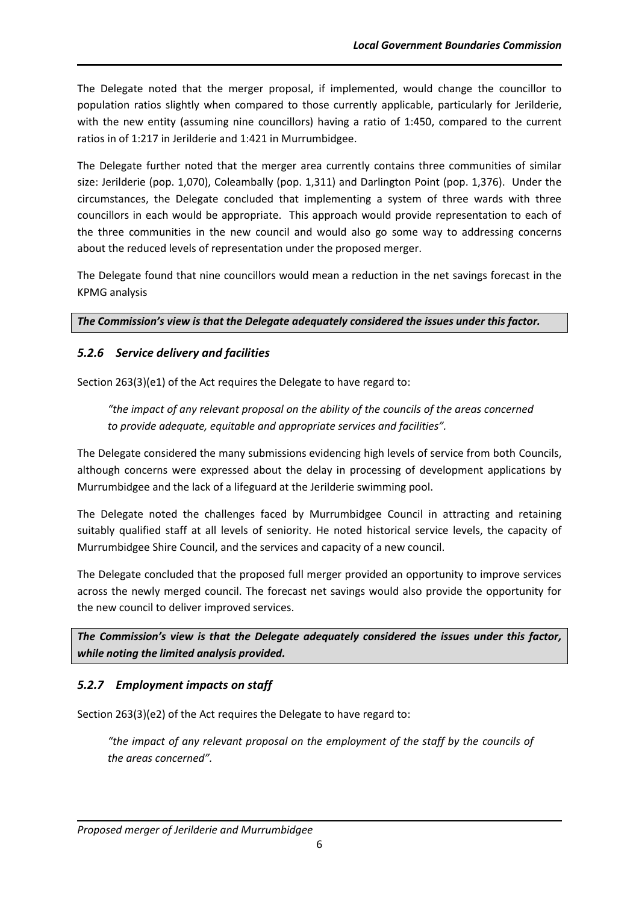The Delegate noted that the merger proposal, if implemented, would change the councillor to population ratios slightly when compared to those currently applicable, particularly for Jerilderie, with the new entity (assuming nine councillors) having a ratio of 1:450, compared to the current ratios in of 1:217 in Jerilderie and 1:421 in Murrumbidgee.

The Delegate further noted that the merger area currently contains three communities of similar size: Jerilderie (pop. 1,070), Coleambally (pop. 1,311) and Darlington Point (pop. 1,376). Under the circumstances, the Delegate concluded that implementing a system of three wards with three councillors in each would be appropriate. This approach would provide representation to each of the three communities in the new council and would also go some way to addressing concerns about the reduced levels of representation under the proposed merger.

The Delegate found that nine councillors would mean a reduction in the net savings forecast in the KPMG analysis

***The Commission's view is that the Delegate adequately considered the issues under this factor.***

### *5.2.6 Service delivery and facilities*

Section 263(3)(e1) of the Act requires the Delegate to have regard to:

> *"the impact of any relevant proposal on the ability of the councils of the areas concerned to provide adequate, equitable and appropriate services and facilities".*

The Delegate considered the many submissions evidencing high levels of service from both Councils, although concerns were expressed about the delay in processing of development applications by Murrumbidgee and the lack of a lifeguard at the Jerilderie swimming pool.

The Delegate noted the challenges faced by Murrumbidgee Council in attracting and retaining suitably qualified staff at all levels of seniority. He noted historical service levels, the capacity of Murrumbidgee Shire Council, and the services and capacity of a new council.

The Delegate concluded that the proposed full merger provided an opportunity to improve services across the newly merged council. The forecast net savings would also provide the opportunity for the new council to deliver improved services.

***The Commission's view is that the Delegate adequately considered the issues under this factor, while noting the limited analysis provided.***

### *5.2.7 Employment impacts on staff*

Section 263(3)(e2) of the Act requires the Delegate to have regard to:

> *"the impact of any relevant proposal on the employment of the staff by the councils of the areas concerned".*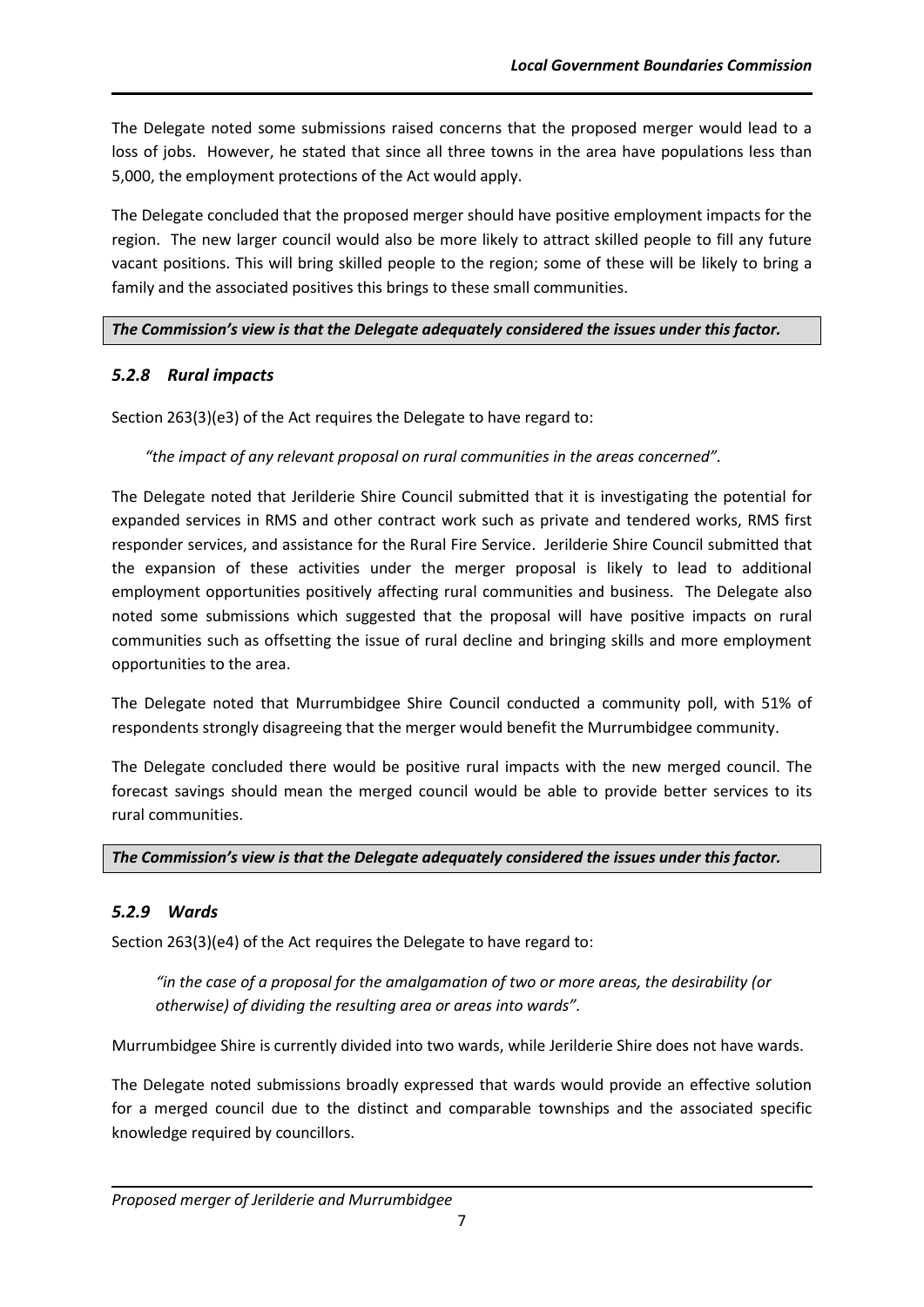The Delegate noted some submissions raised concerns that the proposed merger would lead to a loss of jobs. However, he stated that since all three towns in the area have populations less than 5,000, the employment protections of the Act would apply.

The Delegate concluded that the proposed merger should have positive employment impacts for the region. The new larger council would also be more likely to attract skilled people to fill any future vacant positions. This will bring skilled people to the region; some of these will be likely to bring a family and the associated positives this brings to these small communities.

***The Commission's view is that the Delegate adequately considered the issues under this factor.***

### *5.2.8 Rural impacts*

Section 263(3)(e3) of the Act requires the Delegate to have regard to:

> *"the impact of any relevant proposal on rural communities in the areas concerned".*

The Delegate noted that Jerilderie Shire Council submitted that it is investigating the potential for expanded services in RMS and other contract work such as private and tendered works, RMS first responder services, and assistance for the Rural Fire Service. Jerilderie Shire Council submitted that the expansion of these activities under the merger proposal is likely to lead to additional employment opportunities positively affecting rural communities and business. The Delegate also noted some submissions which suggested that the proposal will have positive impacts on rural communities such as offsetting the issue of rural decline and bringing skills and more employment opportunities to the area.

The Delegate noted that Murrumbidgee Shire Council conducted a community poll, with 51% of respondents strongly disagreeing that the merger would benefit the Murrumbidgee community.

The Delegate concluded there would be positive rural impacts with the new merged council. The forecast savings should mean the merged council would be able to provide better services to its rural communities.

***The Commission's view is that the Delegate adequately considered the issues under this factor.***

### *5.2.9 Wards*

Section 263(3)(e4) of the Act requires the Delegate to have regard to:

> *"in the case of a proposal for the amalgamation of two or more areas, the desirability (or otherwise) of dividing the resulting area or areas into wards".*

Murrumbidgee Shire is currently divided into two wards, while Jerilderie Shire does not have wards.

The Delegate noted submissions broadly expressed that wards would provide an effective solution for a merged council due to the distinct and comparable townships and the associated specific knowledge required by councillors.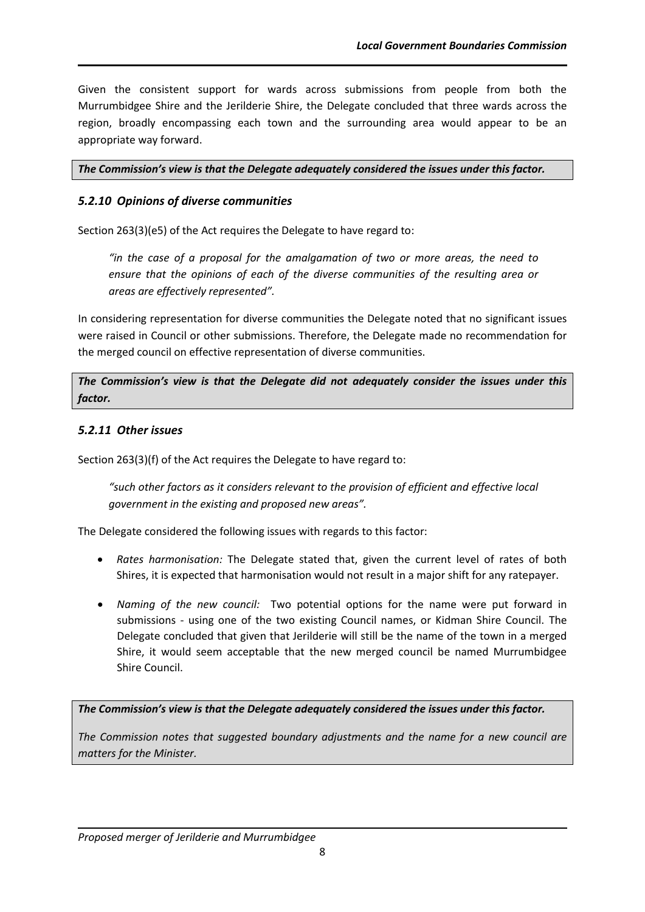Given the consistent support for wards across submissions from people from both the Murrumbidgee Shire and the Jerilderie Shire, the Delegate concluded that three wards across the region, broadly encompassing each town and the surrounding area would appear to be an appropriate way forward.

***The Commission's view is that the Delegate adequately considered the issues under this factor.***

### *5.2.10 Opinions of diverse communities*

Section 263(3)(e5) of the Act requires the Delegate to have regard to:

> *"in the case of a proposal for the amalgamation of two or more areas, the need to ensure that the opinions of each of the diverse communities of the resulting area or areas are effectively represented".*

In considering representation for diverse communities the Delegate noted that no significant issues were raised in Council or other submissions. Therefore, the Delegate made no recommendation for the merged council on effective representation of diverse communities.

***The Commission's view is that the Delegate did not adequately consider the issues under this factor.***

### *5.2.11 Other issues*

Section 263(3)(f) of the Act requires the Delegate to have regard to:

> *"such other factors as it considers relevant to the provision of efficient and effective local government in the existing and proposed new areas".*

The Delegate considered the following issues with regards to this factor:

- *Rates harmonisation:* The Delegate stated that, given the current level of rates of both Shires, it is expected that harmonisation would not result in a major shift for any ratepayer.
- *Naming of the new council:* Two potential options for the name were put forward in submissions - using one of the two existing Council names, or Kidman Shire Council. The Delegate concluded that given that Jerilderie will still be the name of the town in a merged Shire, it would seem acceptable that the new merged council be named Murrumbidgee Shire Council.

***The Commission's view is that the Delegate adequately considered the issues under this factor.***

*The Commission notes that suggested boundary adjustments and the name for a new council are matters for the Minister.*